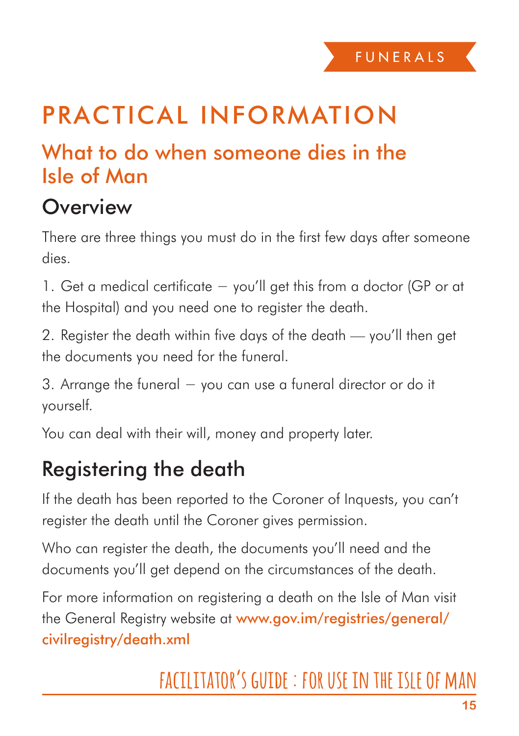# PRACTICAL INFORMATION

## What to do when someone dies in the Isle of Man

### Overview

There are three things you must do in the first few days after someone dies.

1. Get a medical certificate – you'll get this from a doctor (GP or at the Hospital) and you need one to register the death.

2. Register the death within five days of the death — you'll then get the documents you need for the funeral.

3. Arrange the funeral – you can use a funeral director or do it yourself.

You can deal with their will, money and property later.

## Registering the death

If the death has been reported to the Coroner of Inquests, you can't register the death until the Coroner gives permission.

Who can register the death, the documents you'll need and the documents you'll get depend on the circumstances of the death.

For more information on registering a death on the Isle of Man visit the General Registry website at www.gov.im/registries/general/civilregistry/death.xml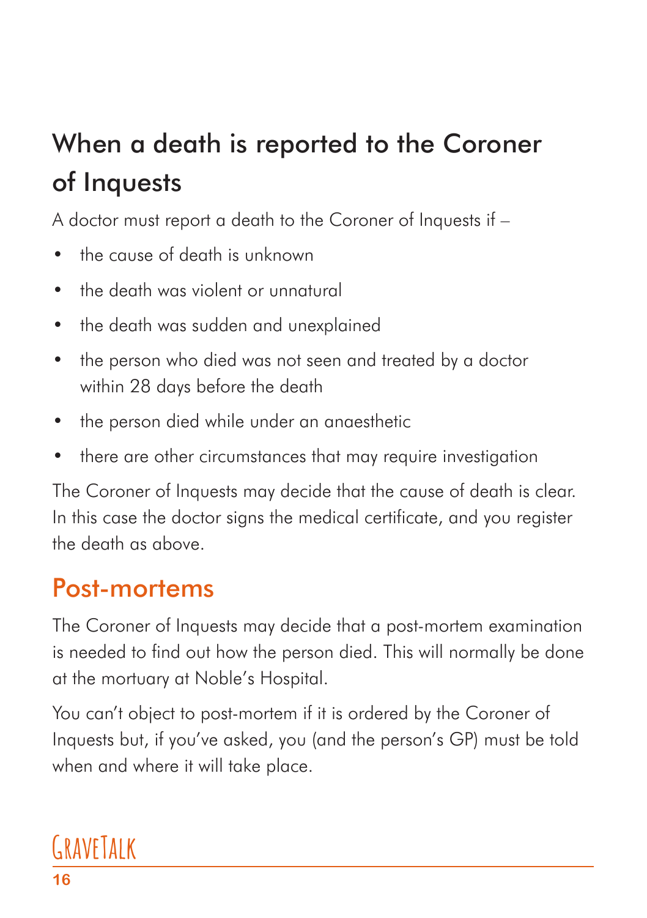## When a death is reported to the Coroner of Inquests

A doctor must report a death to the Coroner of Inquests if –

- the cause of death is unknown
- the death was violent or unnatural
- the death was sudden and unexplained
- the person who died was not seen and treated by a doctor within 28 days before the death
- the person died while under an anaesthetic
- there are other circumstances that may require investigation

The Coroner of Inquests may decide that the cause of death is clear. In this case the doctor signs the medical certificate, and you register the death as above.

## Post-mortems

The Coroner of Inquests may decide that a post-mortem examination is needed to find out how the person died. This will normally be done at the mortuary at Noble's Hospital.

You can't object to post-mortem if it is ordered by the Coroner of Inquests but, if you've asked, you (and the person's GP) must be told when and where it will take place.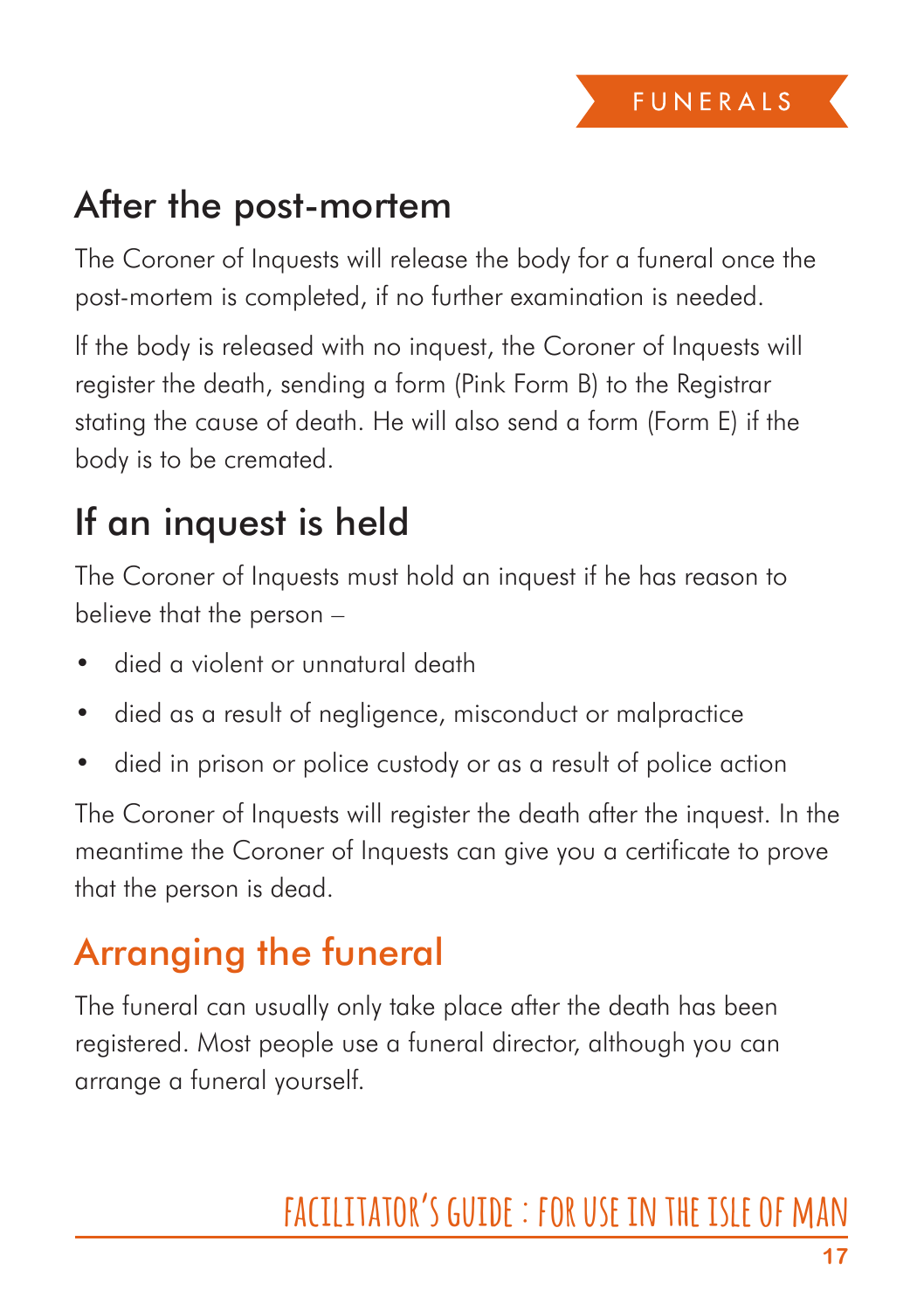## After the post-mortem

The Coroner of Inquests will release the body for a funeral once the post-mortem is completed, if no further examination is needed.

If the body is released with no inquest, the Coroner of Inquests will register the death, sending a form (Pink Form B) to the Registrar stating the cause of death. He will also send a form (Form E) if the body is to be cremated.

## If an inquest is held

The Coroner of Inquests must hold an inquest if he has reason to believe that the person –

- died a violent or unnatural death
- died as a result of negligence, misconduct or malpractice
- died in prison or police custody or as a result of police action

The Coroner of Inquests will register the death after the inquest. In the meantime the Coroner of Inquests can give you a certificate to prove that the person is dead.

## Arranging the funeral

The funeral can usually only take place after the death has been registered. Most people use a funeral director, although you can arrange a funeral yourself.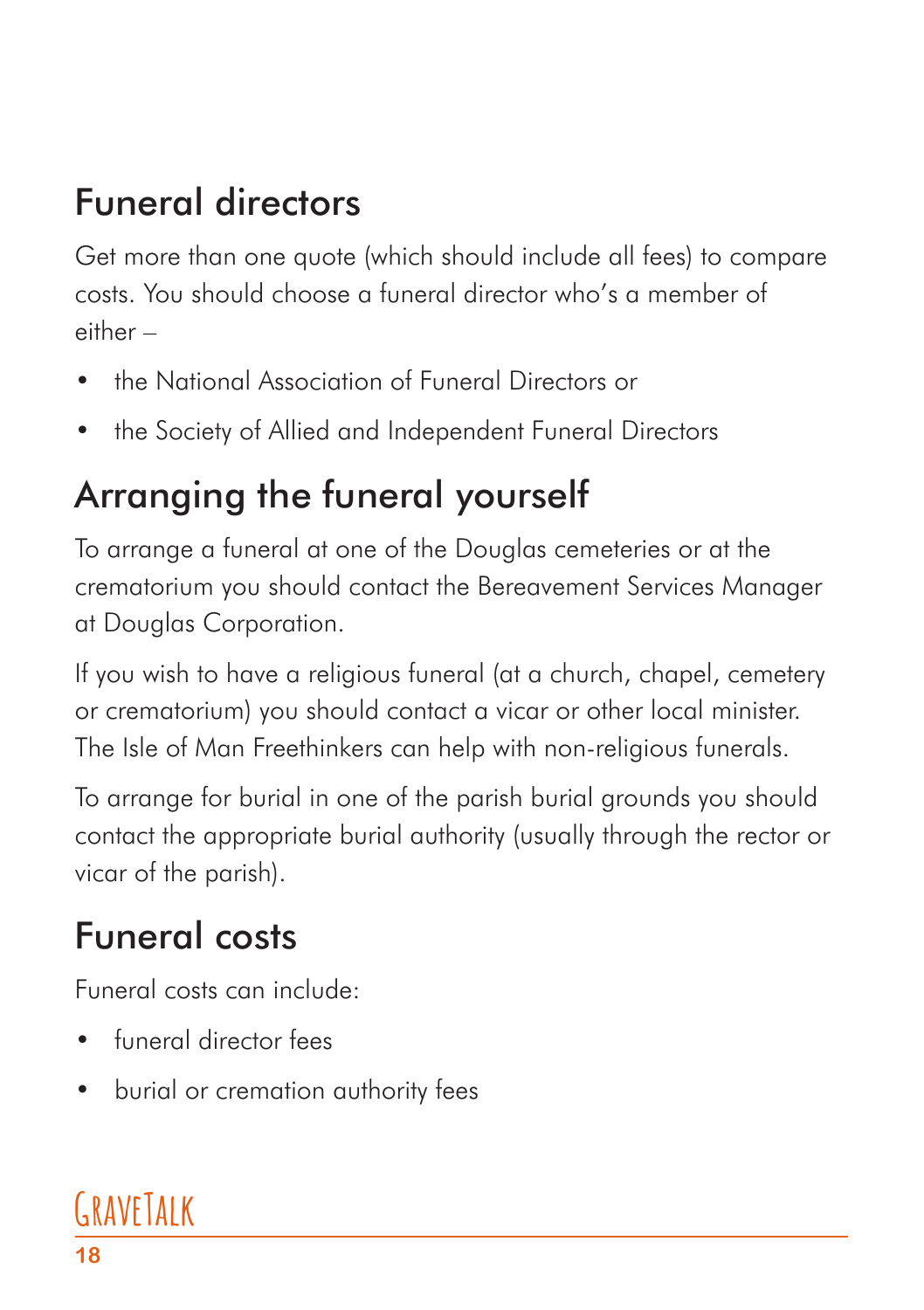## Funeral directors

Get more than one quote (which should include all fees) to compare costs. You should choose a funeral director who's a member of either –

- the National Association of Funeral Directors or
- the Society of Allied and Independent Funeral Directors

## Arranging the funeral yourself

To arrange a funeral at one of the Douglas cemeteries or at the crematorium you should contact the Bereavement Services Manager at Douglas Corporation.

If you wish to have a religious funeral (at a church, chapel, cemetery or crematorium) you should contact a vicar or other local minister. The Isle of Man Freethinkers can help with non-religious funerals.

To arrange for burial in one of the parish burial grounds you should contact the appropriate burial authority (usually through the rector or vicar of the parish).

## Funeral costs

Funeral costs can include:

- funeral director fees
- burial or cremation authority fees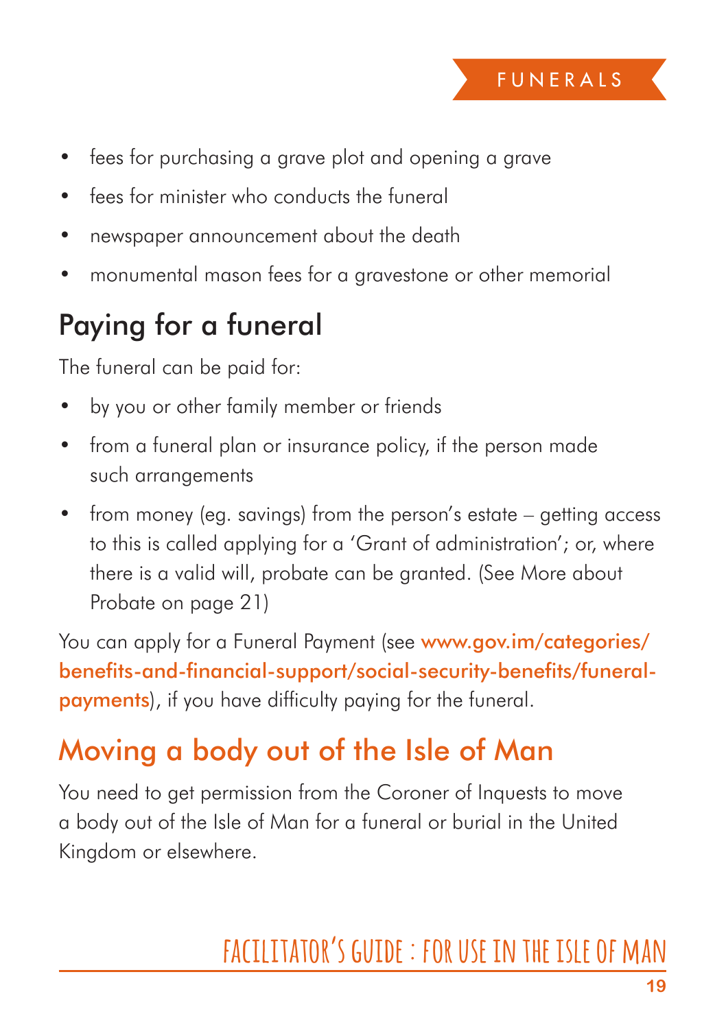- fees for purchasing a grave plot and opening a grave
- fees for minister who conducts the funeral
- newspaper announcement about the death
- monumental mason fees for a gravestone or other memorial

## Paying for a funeral

The funeral can be paid for:

- by you or other family member or friends
- from a funeral plan or insurance policy, if the person made such arrangements
- from money (eg. savings) from the person's estate – getting access to this is called applying for a 'Grant of administration'; or, where there is a valid will, probate can be granted. (See More about Probate on page 21)

You can apply for a Funeral Payment (see www.gov.im/categories/benefits-and-financial-support/social-security-benefits/funeral-payments), if you have difficulty paying for the funeral.

## Moving a body out of the Isle of Man

You need to get permission from the Coroner of Inquests to move a body out of the Isle of Man for a funeral or burial in the United Kingdom or elsewhere.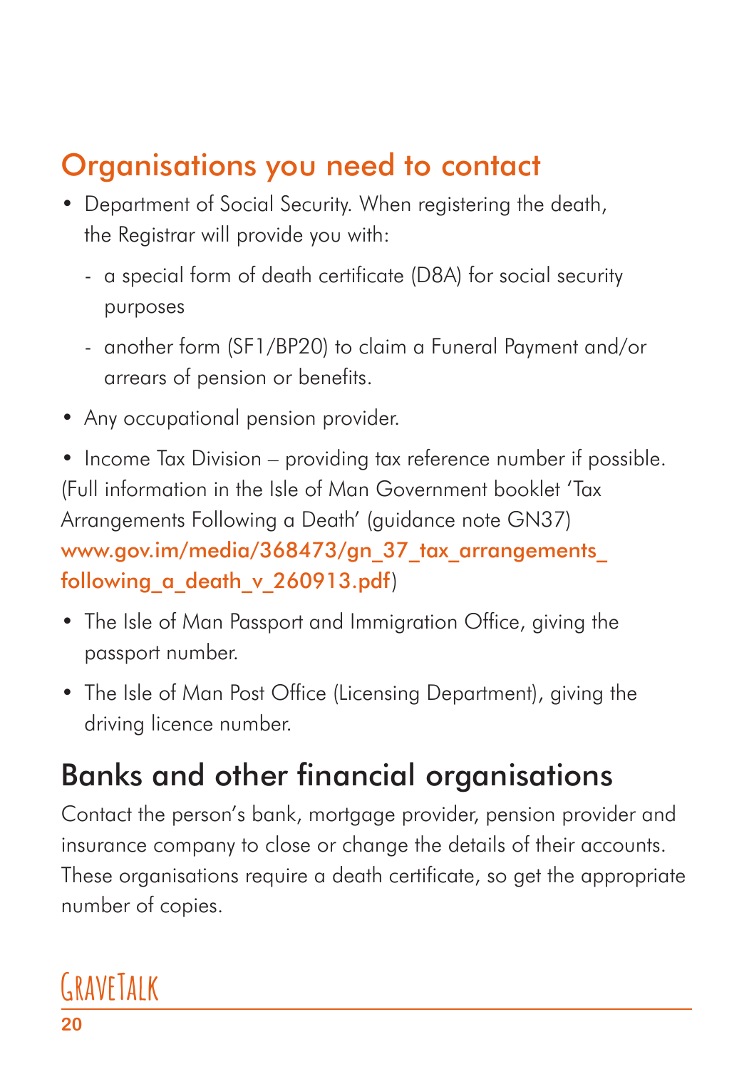## Organisations you need to contact

- Department of Social Security. When registering the death, the Registrar will provide you with:
  - a special form of death certificate (D8A) for social security purposes
  - another form (SF1/BP20) to claim a Funeral Payment and/or arrears of pension or benefits.
- Any occupational pension provider.
- Income Tax Division – providing tax reference number if possible. (Full information in the Isle of Man Government booklet 'Tax Arrangements Following a Death' (guidance note GN37) www.gov.im/media/368473/gn_37_tax_arrangements_following_a_death_v_260913.pdf)
- The Isle of Man Passport and Immigration Office, giving the passport number.
- The Isle of Man Post Office (Licensing Department), giving the driving licence number.

## Banks and other financial organisations

Contact the person's bank, mortgage provider, pension provider and insurance company to close or change the details of their accounts. These organisations require a death certificate, so get the appropriate number of copies.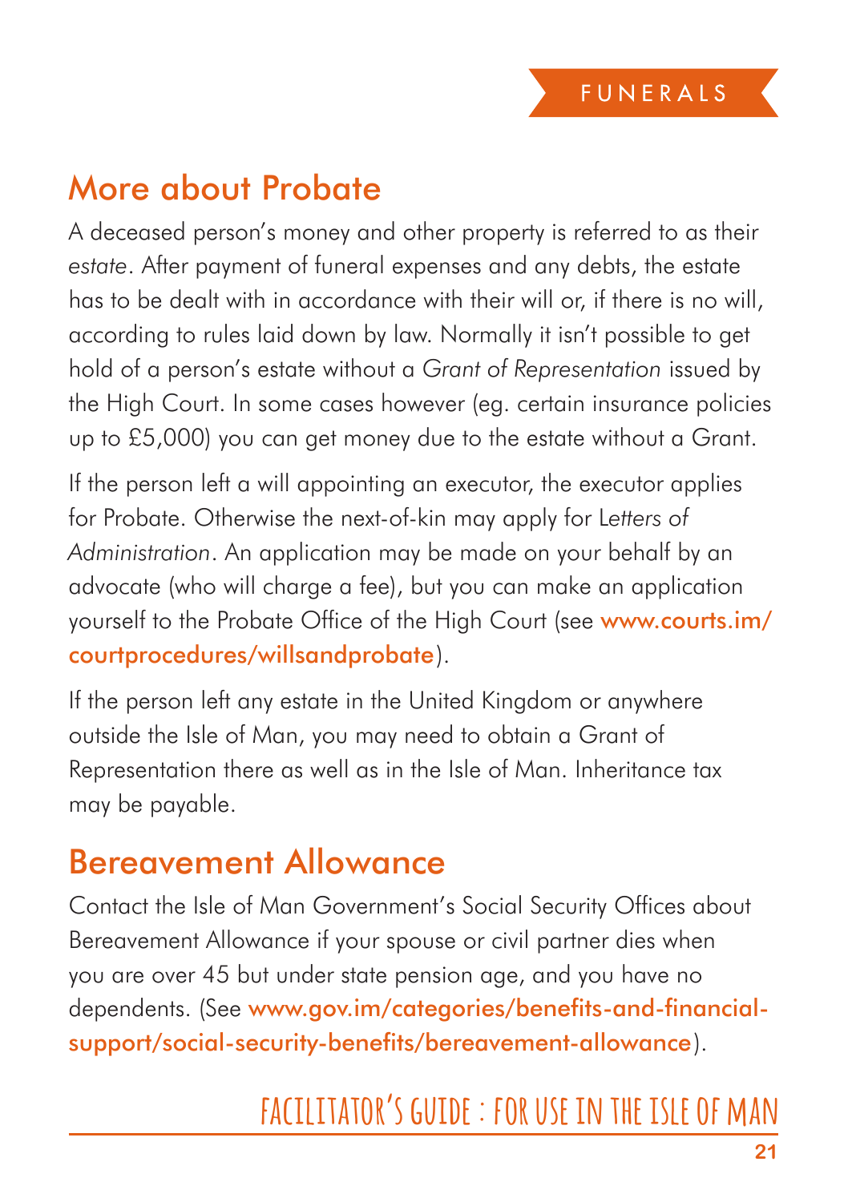## More about Probate

A deceased person's money and other property is referred to as their *estate*. After payment of funeral expenses and any debts, the estate has to be dealt with in accordance with their will or, if there is no will, according to rules laid down by law. Normally it isn't possible to get hold of a person's estate without a *Grant of Representation* issued by the High Court. In some cases however (eg. certain insurance policies up to £5,000) you can get money due to the estate without a Grant.

If the person left a will appointing an executor, the executor applies for Probate. Otherwise the next-of-kin may apply for L*etters of Administration*. An application may be made on your behalf by an advocate (who will charge a fee), but you can make an application yourself to the Probate Office of the High Court (see www.courts.im/courtprocedures/willsandprobate).

If the person left any estate in the United Kingdom or anywhere outside the Isle of Man, you may need to obtain a Grant of Representation there as well as in the Isle of Man. Inheritance tax may be payable.

## Bereavement Allowance

Contact the Isle of Man Government's Social Security Offices about Bereavement Allowance if your spouse or civil partner dies when you are over 45 but under state pension age, and you have no dependents. (See www.gov.im/categories/benefits-and-financial-support/social-security-benefits/bereavement-allowance).